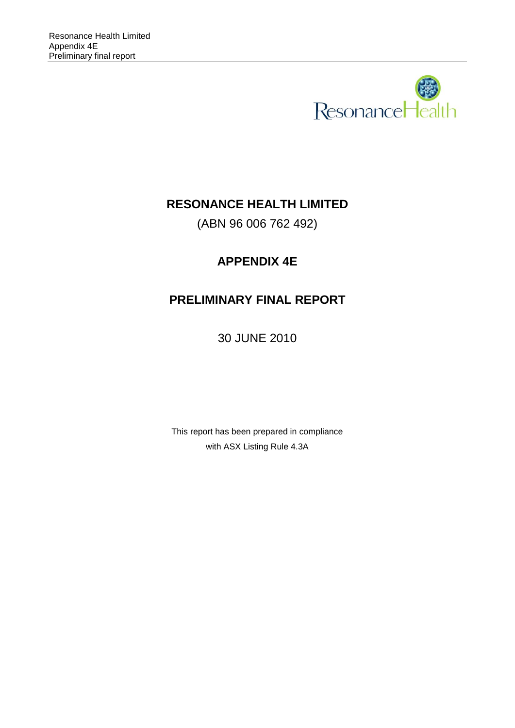# RESONANCE HEALTH LIMITED

(ABN 96 006 762 492)

## APPENDIX 4E

## PRELIMINARY FINAL REPORT

30 JUNE 2010

This report has been prepared in compliance with ASX Listing Rule 4.3A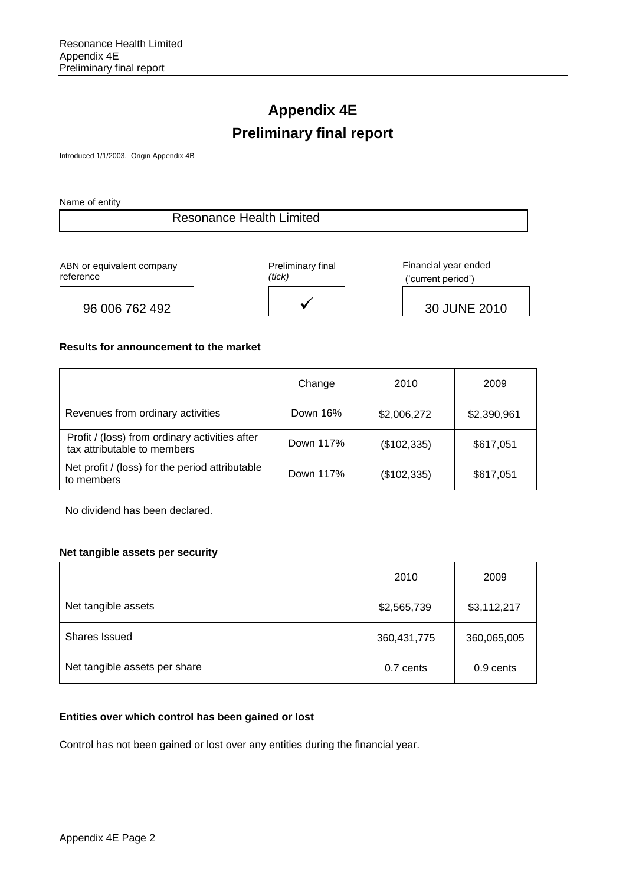# Appendix 4E

# Preliminary final report

Introduced 1/1/2003. Origin Appendix 4B

Name of entity

| Resonance Health Limited |
|---|

| ABN or equivalent company reference | Preliminary final *(tick)* | Financial year ended ('current period') |
|---|---|---|
| 96 006 762 492 | ✓ | 30 JUNE 2010 |

**Results for announcement to the market**

| | Change | 2010 | 2009 |
|---|---|---|---|
| Revenues from ordinary activities | Down 16% | $2,006,272 | $2,390,961 |
| Profit / (loss) from ordinary activities after tax attributable to members | Down 117% | ($102,335) | $617,051 |
| Net profit / (loss) for the period attributable to members | Down 117% | ($102,335) | $617,051 |

No dividend has been declared.

**Net tangible assets per security**

| | 2010 | 2009 |
|---|---|---|
| Net tangible assets | $2,565,739 | $3,112,217 |
| Shares Issued | 360,431,775 | 360,065,005 |
| Net tangible assets per share | 0.7 cents | 0.9 cents |

**Entities over which control has been gained or lost**

Control has not been gained or lost over any entities during the financial year.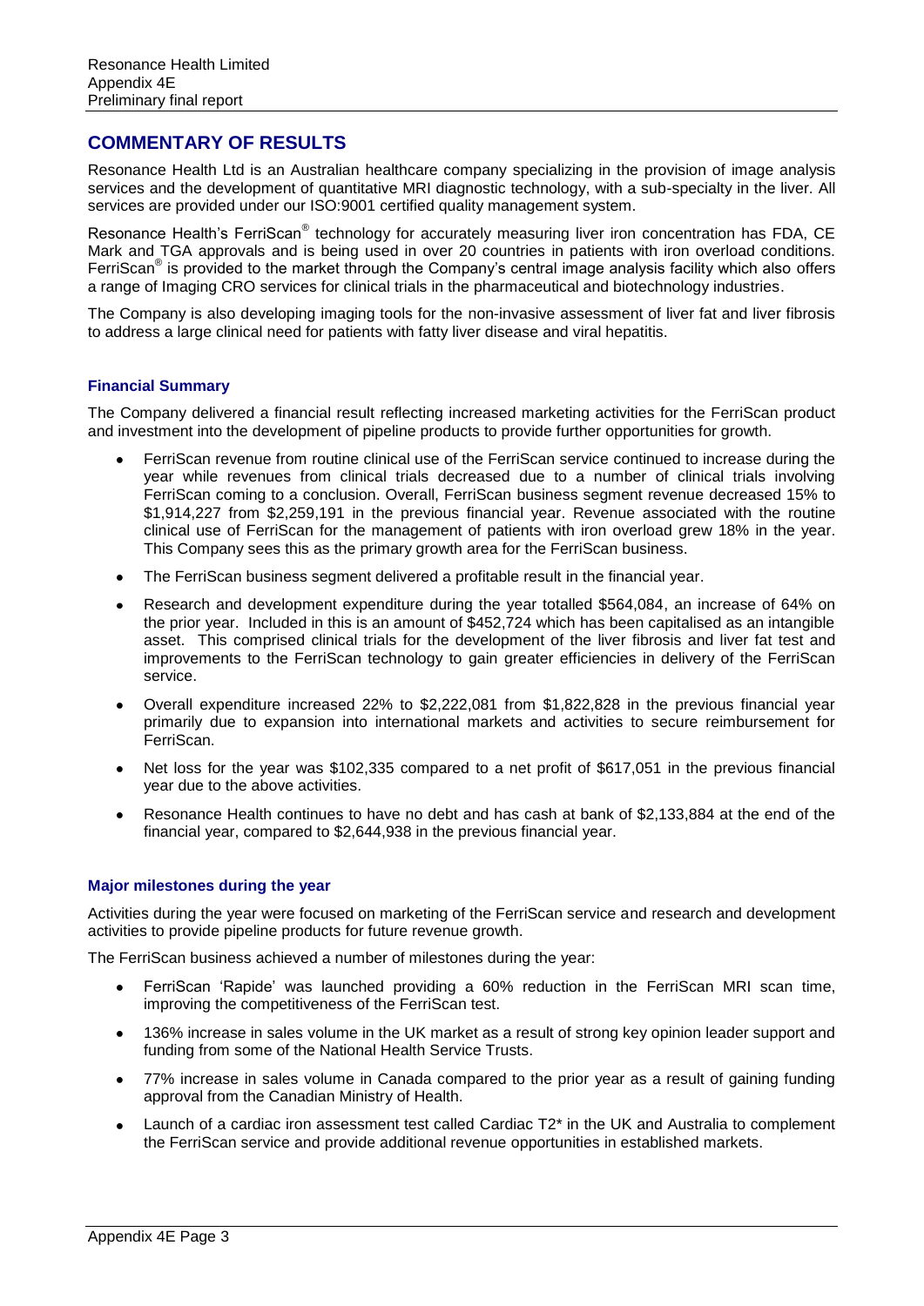## COMMENTARY OF RESULTS

Resonance Health Ltd is an Australian healthcare company specializing in the provision of image analysis services and the development of quantitative MRI diagnostic technology, with a sub-specialty in the liver. All services are provided under our ISO:9001 certified quality management system.

Resonance Health's FerriScan® technology for accurately measuring liver iron concentration has FDA, CE Mark and TGA approvals and is being used in over 20 countries in patients with iron overload conditions. FerriScan® is provided to the market through the Company's central image analysis facility which also offers a range of Imaging CRO services for clinical trials in the pharmaceutical and biotechnology industries.

The Company is also developing imaging tools for the non-invasive assessment of liver fat and liver fibrosis to address a large clinical need for patients with fatty liver disease and viral hepatitis.

### Financial Summary

The Company delivered a financial result reflecting increased marketing activities for the FerriScan product and investment into the development of pipeline products to provide further opportunities for growth.

- FerriScan revenue from routine clinical use of the FerriScan service continued to increase during the year while revenues from clinical trials decreased due to a number of clinical trials involving FerriScan coming to a conclusion. Overall, FerriScan business segment revenue decreased 15% to \$1,914,227 from \$2,259,191 in the previous financial year. Revenue associated with the routine clinical use of FerriScan for the management of patients with iron overload grew 18% in the year. This Company sees this as the primary growth area for the FerriScan business.
- The FerriScan business segment delivered a profitable result in the financial year.
- Research and development expenditure during the year totalled \$564,084, an increase of 64% on the prior year. Included in this is an amount of \$452,724 which has been capitalised as an intangible asset. This comprised clinical trials for the development of the liver fibrosis and liver fat test and improvements to the FerriScan technology to gain greater efficiencies in delivery of the FerriScan service.
- Overall expenditure increased 22% to \$2,222,081 from \$1,822,828 in the previous financial year primarily due to expansion into international markets and activities to secure reimbursement for FerriScan.
- Net loss for the year was \$102,335 compared to a net profit of \$617,051 in the previous financial year due to the above activities.
- Resonance Health continues to have no debt and has cash at bank of \$2,133,884 at the end of the financial year, compared to \$2,644,938 in the previous financial year.

### Major milestones during the year

Activities during the year were focused on marketing of the FerriScan service and research and development activities to provide pipeline products for future revenue growth.

The FerriScan business achieved a number of milestones during the year:

- FerriScan 'Rapide' was launched providing a 60% reduction in the FerriScan MRI scan time, improving the competitiveness of the FerriScan test.
- 136% increase in sales volume in the UK market as a result of strong key opinion leader support and funding from some of the National Health Service Trusts.
- 77% increase in sales volume in Canada compared to the prior year as a result of gaining funding approval from the Canadian Ministry of Health.
- Launch of a cardiac iron assessment test called Cardiac T2* in the UK and Australia to complement the FerriScan service and provide additional revenue opportunities in established markets.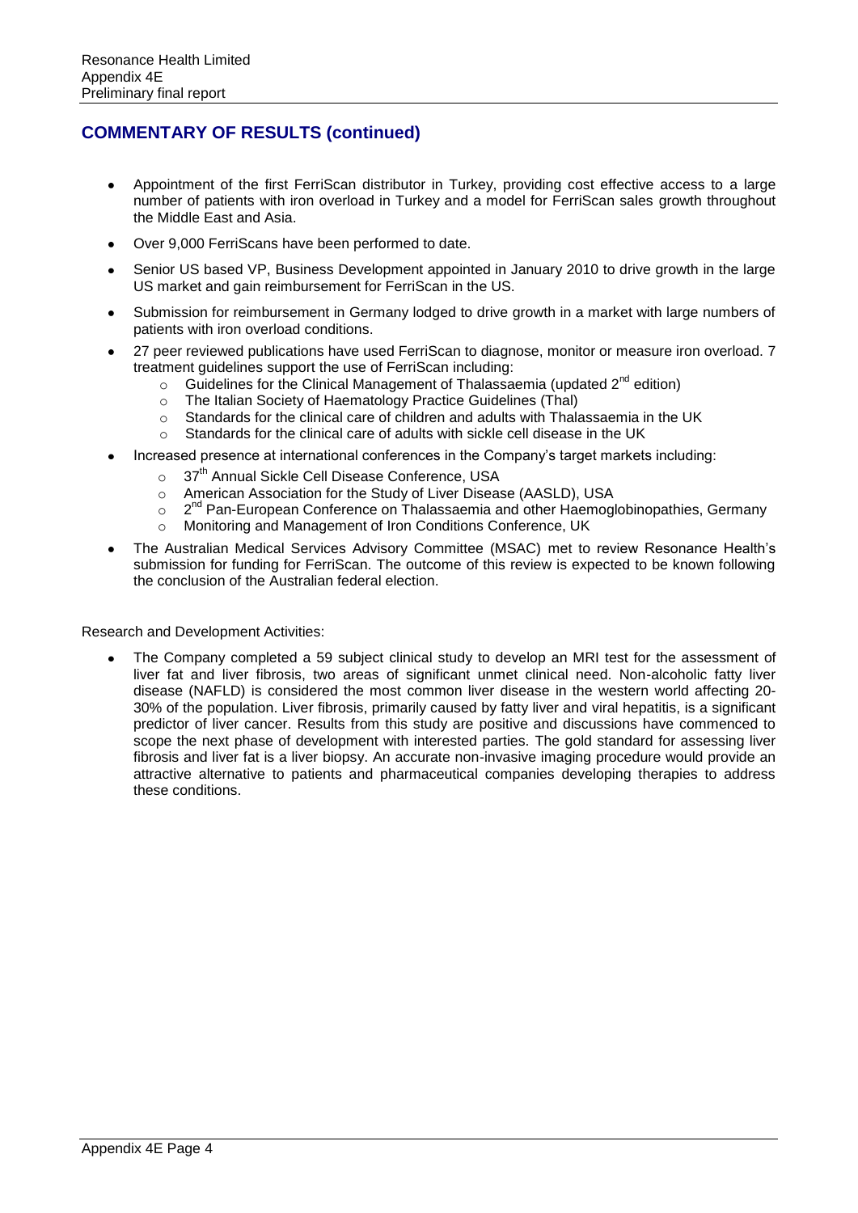## COMMENTARY OF RESULTS (continued)

- Appointment of the first FerriScan distributor in Turkey, providing cost effective access to a large number of patients with iron overload in Turkey and a model for FerriScan sales growth throughout the Middle East and Asia.
- Over 9,000 FerriScans have been performed to date.
- Senior US based VP, Business Development appointed in January 2010 to drive growth in the large US market and gain reimbursement for FerriScan in the US.
- Submission for reimbursement in Germany lodged to drive growth in a market with large numbers of patients with iron overload conditions.
- 27 peer reviewed publications have used FerriScan to diagnose, monitor or measure iron overload. 7 treatment guidelines support the use of FerriScan including:
    - Guidelines for the Clinical Management of Thalassaemia (updated 2nd edition)
    - The Italian Society of Haematology Practice Guidelines (Thal)
    - Standards for the clinical care of children and adults with Thalassaemia in the UK
    - Standards for the clinical care of adults with sickle cell disease in the UK
- Increased presence at international conferences in the Company's target markets including:
    - 37th Annual Sickle Cell Disease Conference, USA
    - American Association for the Study of Liver Disease (AASLD), USA
    - 2nd Pan-European Conference on Thalassaemia and other Haemoglobinopathies, Germany
    - Monitoring and Management of Iron Conditions Conference, UK
- The Australian Medical Services Advisory Committee (MSAC) met to review Resonance Health's submission for funding for FerriScan. The outcome of this review is expected to be known following the conclusion of the Australian federal election.

Research and Development Activities:

- The Company completed a 59 subject clinical study to develop an MRI test for the assessment of liver fat and liver fibrosis, two areas of significant unmet clinical need. Non-alcoholic fatty liver disease (NAFLD) is considered the most common liver disease in the western world affecting 20-30% of the population. Liver fibrosis, primarily caused by fatty liver and viral hepatitis, is a significant predictor of liver cancer. Results from this study are positive and discussions have commenced to scope the next phase of development with interested parties. The gold standard for assessing liver fibrosis and liver fat is a liver biopsy. An accurate non-invasive imaging procedure would provide an attractive alternative to patients and pharmaceutical companies developing therapies to address these conditions.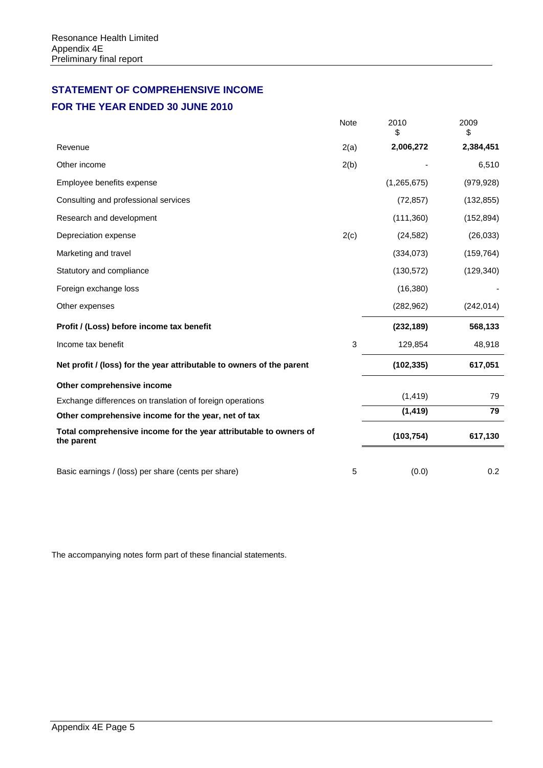## STATEMENT OF COMPREHENSIVE INCOME

## FOR THE YEAR ENDED 30 JUNE 2010

| | Note | 2010<br>$ | 2009<br>$ |
|---|---|---|---|
| Revenue | 2(a) | **2,006,272** | **2,384,451** |
| Other income | 2(b) | - | 6,510 |
| Employee benefits expense | | (1,265,675) | (979,928) |
| Consulting and professional services | | (72,857) | (132,855) |
| Research and development | | (111,360) | (152,894) |
| Depreciation expense | 2(c) | (24,582) | (26,033) |
| Marketing and travel | | (334,073) | (159,764) |
| Statutory and compliance | | (130,572) | (129,340) |
| Foreign exchange loss | | (16,380) | - |
| Other expenses | | (282,962) | (242,014) |
| **Profit / (Loss) before income tax benefit** | | **(232,189)** | **568,133** |
| Income tax benefit | 3 | 129,854 | 48,918 |
| **Net profit / (loss) for the year attributable to owners of the parent** | | **(102,335)** | **617,051** |
| **Other comprehensive income** | | | |
| Exchange differences on translation of foreign operations | | (1,419) | 79 |
| **Other comprehensive income for the year, net of tax** | | **(1,419)** | **79** |
| **Total comprehensive income for the year attributable to owners of the parent** | | **(103,754)** | **617,130** |
| Basic earnings / (loss) per share (cents per share) | 5 | (0.0) | 0.2 |

The accompanying notes form part of these financial statements.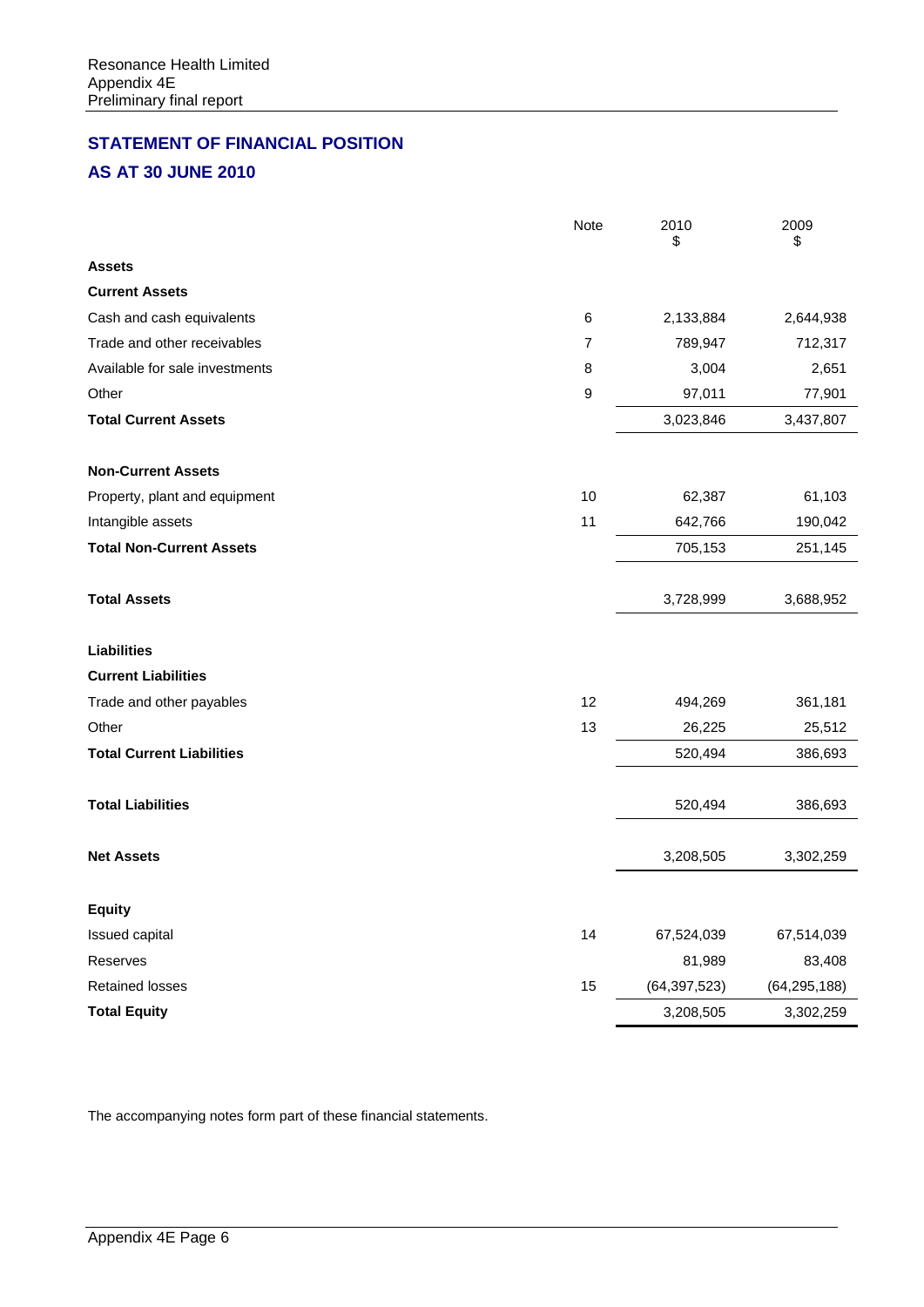## STATEMENT OF FINANCIAL POSITION

## AS AT 30 JUNE 2010

| | Note | 2010 $ | 2009 $ |
|---|---|---|---|
| **Assets** | | | |
| **Current Assets** | | | |
| Cash and cash equivalents | 6 | 2,133,884 | 2,644,938 |
| Trade and other receivables | 7 | 789,947 | 712,317 |
| Available for sale investments | 8 | 3,004 | 2,651 |
| Other | 9 | 97,011 | 77,901 |
| **Total Current Assets** | | 3,023,846 | 3,437,807 |
| | | | |
| **Non-Current Assets** | | | |
| Property, plant and equipment | 10 | 62,387 | 61,103 |
| Intangible assets | 11 | 642,766 | 190,042 |
| **Total Non-Current Assets** | | 705,153 | 251,145 |
| | | | |
| **Total Assets** | | 3,728,999 | 3,688,952 |
| | | | |
| **Liabilities** | | | |
| **Current Liabilities** | | | |
| Trade and other payables | 12 | 494,269 | 361,181 |
| Other | 13 | 26,225 | 25,512 |
| **Total Current Liabilities** | | 520,494 | 386,693 |
| | | | |
| **Total Liabilities** | | 520,494 | 386,693 |
| | | | |
| **Net Assets** | | 3,208,505 | 3,302,259 |
| | | | |
| **Equity** | | | |
| Issued capital | 14 | 67,524,039 | 67,514,039 |
| Reserves | | 81,989 | 83,408 |
| Retained losses | 15 | (64,397,523) | (64,295,188) |
| **Total Equity** | | 3,208,505 | 3,302,259 |

The accompanying notes form part of these financial statements.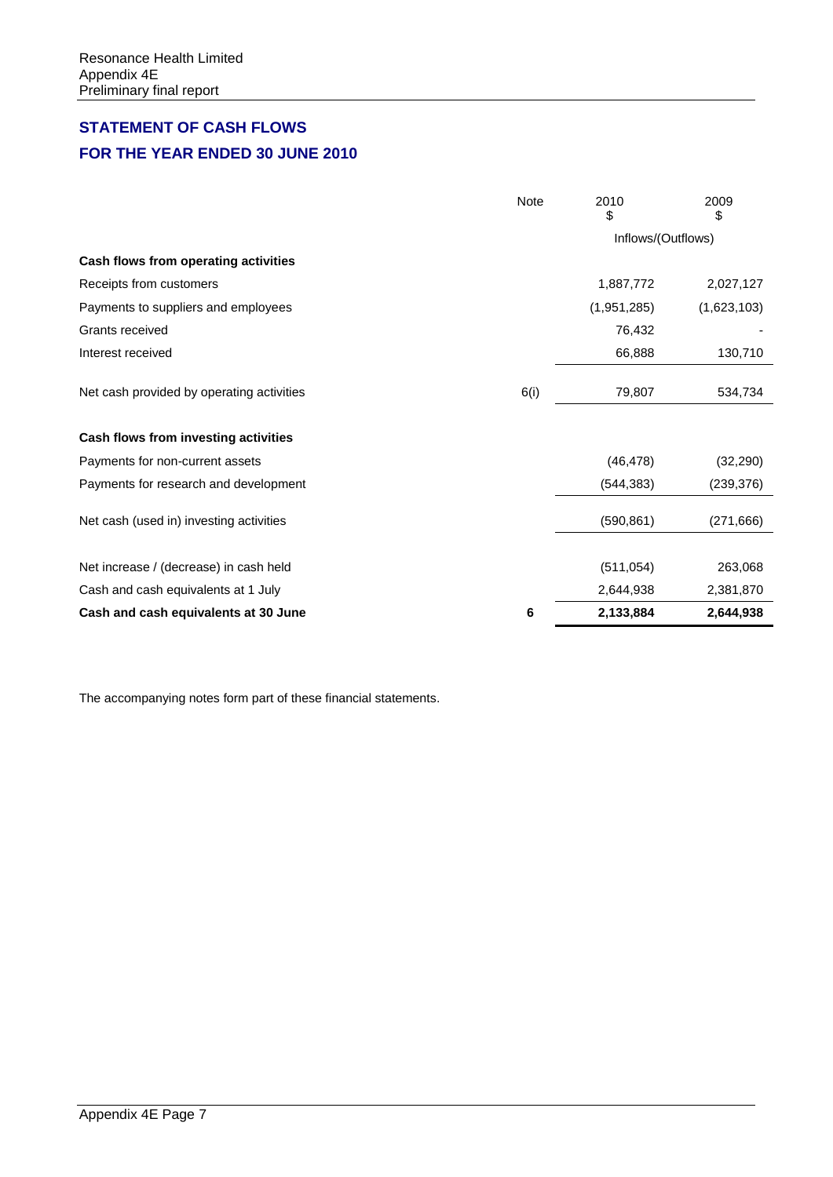## STATEMENT OF CASH FLOWS

## FOR THE YEAR ENDED 30 JUNE 2010

| | Note | 2010<br>$ | 2009<br>$ |
|---|---|---|---|
| | | Inflows/(Outflows) | |
| **Cash flows from operating activities** | | | |
| Receipts from customers | | 1,887,772 | 2,027,127 |
| Payments to suppliers and employees | | (1,951,285) | (1,623,103) |
| Grants received | | 76,432 | - |
| Interest received | | 66,888 | 130,710 |
| Net cash provided by operating activities | 6(i) | 79,807 | 534,734 |
| **Cash flows from investing activities** | | | |
| Payments for non-current assets | | (46,478) | (32,290) |
| Payments for research and development | | (544,383) | (239,376) |
| Net cash (used in) investing activities | | (590,861) | (271,666) |
| Net increase / (decrease) in cash held | | (511,054) | 263,068 |
| Cash and cash equivalents at 1 July | | 2,644,938 | 2,381,870 |
| **Cash and cash equivalents at 30 June** | **6** | **2,133,884** | **2,644,938** |

The accompanying notes form part of these financial statements.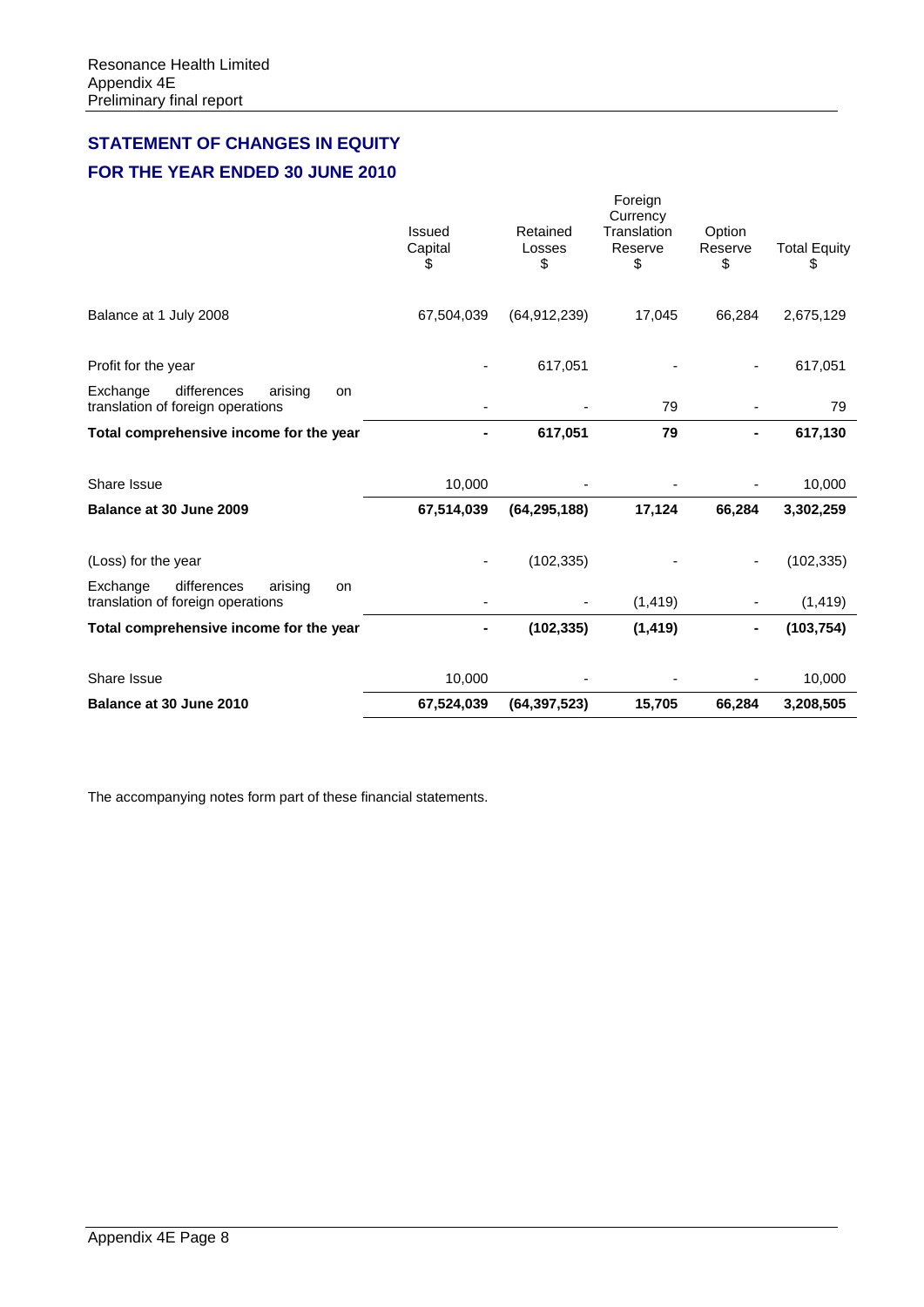## STATEMENT OF CHANGES IN EQUITY

## FOR THE YEAR ENDED 30 JUNE 2010

| | Issued Capital $ | Retained Losses $ | Foreign Currency Translation Reserve $ | Option Reserve $ | Total Equity $ |
|---|---|---|---|---|---|
| Balance at 1 July 2008 | 67,504,039 | (64,912,239) | 17,045 | 66,284 | 2,675,129 |
| Profit for the year | - | 617,051 | - | - | 617,051 |
| Exchange differences arising on translation of foreign operations | - | - | 79 | - | 79 |
| **Total comprehensive income for the year** | **-** | **617,051** | **79** | **-** | **617,130** |
| Share Issue | 10,000 | - | - | - | 10,000 |
| **Balance at 30 June 2009** | **67,514,039** | **(64,295,188)** | **17,124** | **66,284** | **3,302,259** |
| (Loss) for the year | - | (102,335) | - | - | (102,335) |
| Exchange differences arising on translation of foreign operations | - | - | (1,419) | - | (1,419) |
| **Total comprehensive income for the year** | **-** | **(102,335)** | **(1,419)** | **-** | **(103,754)** |
| Share Issue | 10,000 | - | - | - | 10,000 |
| **Balance at 30 June 2010** | **67,524,039** | **(64,397,523)** | **15,705** | **66,284** | **3,208,505** |

The accompanying notes form part of these financial statements.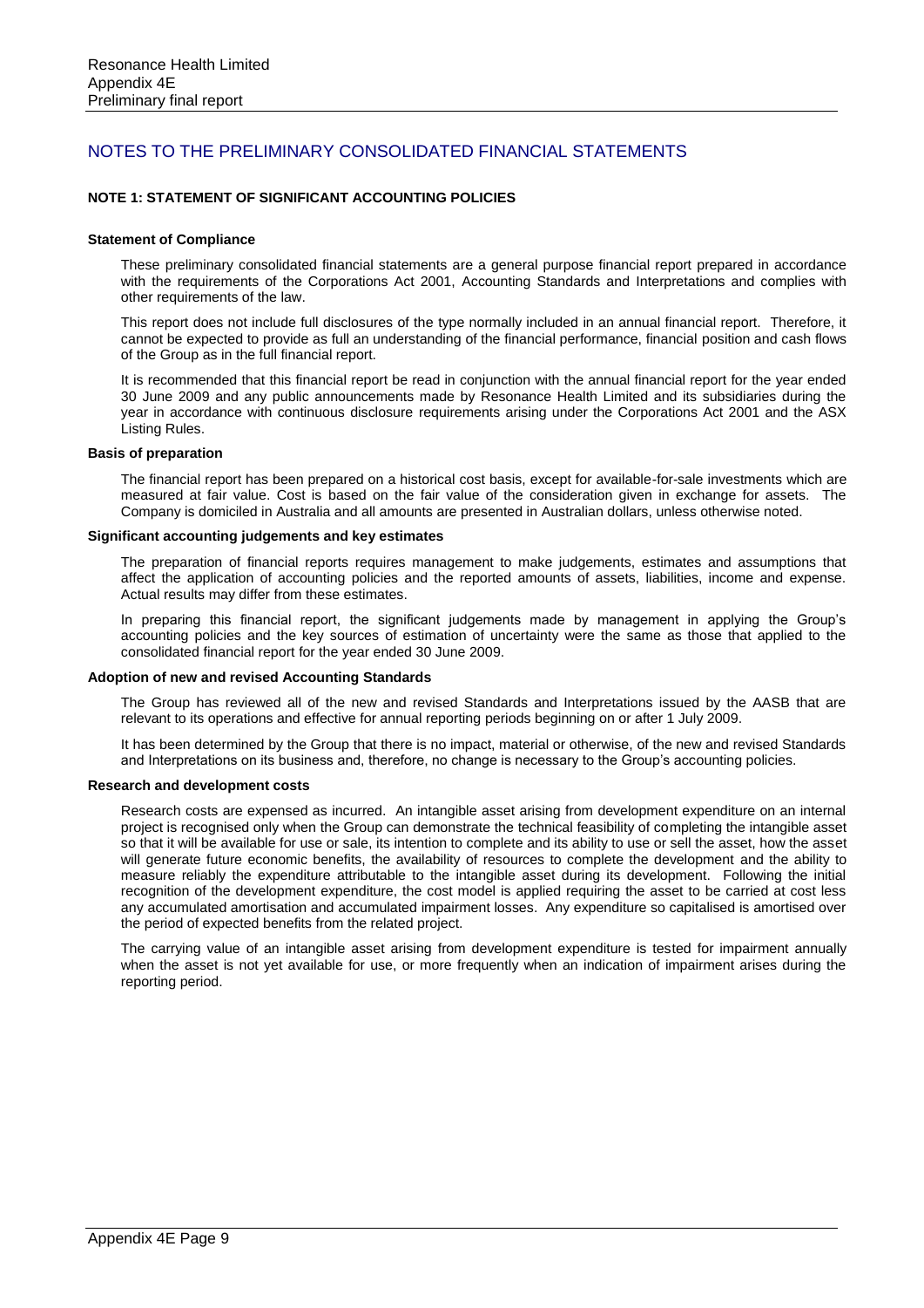# NOTES TO THE PRELIMINARY CONSOLIDATED FINANCIAL STATEMENTS

## NOTE 1: STATEMENT OF SIGNIFICANT ACCOUNTING POLICIES

### Statement of Compliance

These preliminary consolidated financial statements are a general purpose financial report prepared in accordance with the requirements of the Corporations Act 2001, Accounting Standards and Interpretations and complies with other requirements of the law.

This report does not include full disclosures of the type normally included in an annual financial report. Therefore, it cannot be expected to provide as full an understanding of the financial performance, financial position and cash flows of the Group as in the full financial report.

It is recommended that this financial report be read in conjunction with the annual financial report for the year ended 30 June 2009 and any public announcements made by Resonance Health Limited and its subsidiaries during the year in accordance with continuous disclosure requirements arising under the Corporations Act 2001 and the ASX Listing Rules.

### Basis of preparation

The financial report has been prepared on a historical cost basis, except for available-for-sale investments which are measured at fair value. Cost is based on the fair value of the consideration given in exchange for assets. The Company is domiciled in Australia and all amounts are presented in Australian dollars, unless otherwise noted.

### Significant accounting judgements and key estimates

The preparation of financial reports requires management to make judgements, estimates and assumptions that affect the application of accounting policies and the reported amounts of assets, liabilities, income and expense. Actual results may differ from these estimates.

In preparing this financial report, the significant judgements made by management in applying the Group's accounting policies and the key sources of estimation of uncertainty were the same as those that applied to the consolidated financial report for the year ended 30 June 2009.

### Adoption of new and revised Accounting Standards

The Group has reviewed all of the new and revised Standards and Interpretations issued by the AASB that are relevant to its operations and effective for annual reporting periods beginning on or after 1 July 2009.

It has been determined by the Group that there is no impact, material or otherwise, of the new and revised Standards and Interpretations on its business and, therefore, no change is necessary to the Group's accounting policies.

### Research and development costs

Research costs are expensed as incurred. An intangible asset arising from development expenditure on an internal project is recognised only when the Group can demonstrate the technical feasibility of completing the intangible asset so that it will be available for use or sale, its intention to complete and its ability to use or sell the asset, how the asset will generate future economic benefits, the availability of resources to complete the development and the ability to measure reliably the expenditure attributable to the intangible asset during its development. Following the initial recognition of the development expenditure, the cost model is applied requiring the asset to be carried at cost less any accumulated amortisation and accumulated impairment losses. Any expenditure so capitalised is amortised over the period of expected benefits from the related project.

The carrying value of an intangible asset arising from development expenditure is tested for impairment annually when the asset is not yet available for use, or more frequently when an indication of impairment arises during the reporting period.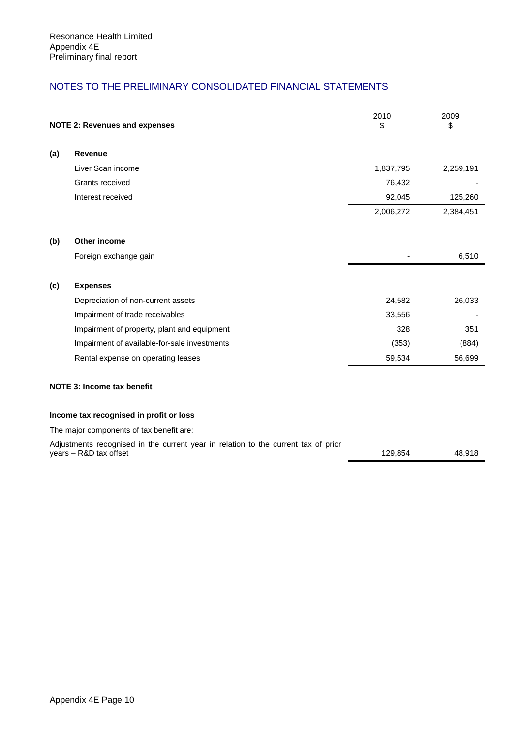## NOTES TO THE PRELIMINARY CONSOLIDATED FINANCIAL STATEMENTS

### NOTE 2: Revenues and expenses

| | | 2010 $ | 2009 $ |
|---|---|---|---|
| **(a)** | **Revenue** | | |
| | Liver Scan income | 1,837,795 | 2,259,191 |
| | Grants received | 76,432 | - |
| | Interest received | 92,045 | 125,260 |
| | | 2,006,272 | 2,384,451 |
| **(b)** | **Other income** | | |
| | Foreign exchange gain | - | 6,510 |
| **(c)** | **Expenses** | | |
| | Depreciation of non-current assets | 24,582 | 26,033 |
| | Impairment of trade receivables | 33,556 | - |
| | Impairment of property, plant and equipment | 328 | 351 |
| | Impairment of available-for-sale investments | (353) | (884) |
| | Rental expense on operating leases | 59,534 | 56,699 |

### NOTE 3: Income tax benefit

**Income tax recognised in profit or loss**

The major components of tax benefit are:

| | 2010 $ | 2009 $ |
|---|---|---|
| Adjustments recognised in the current year in relation to the current tax of prior years – R&D tax offset | 129,854 | 48,918 |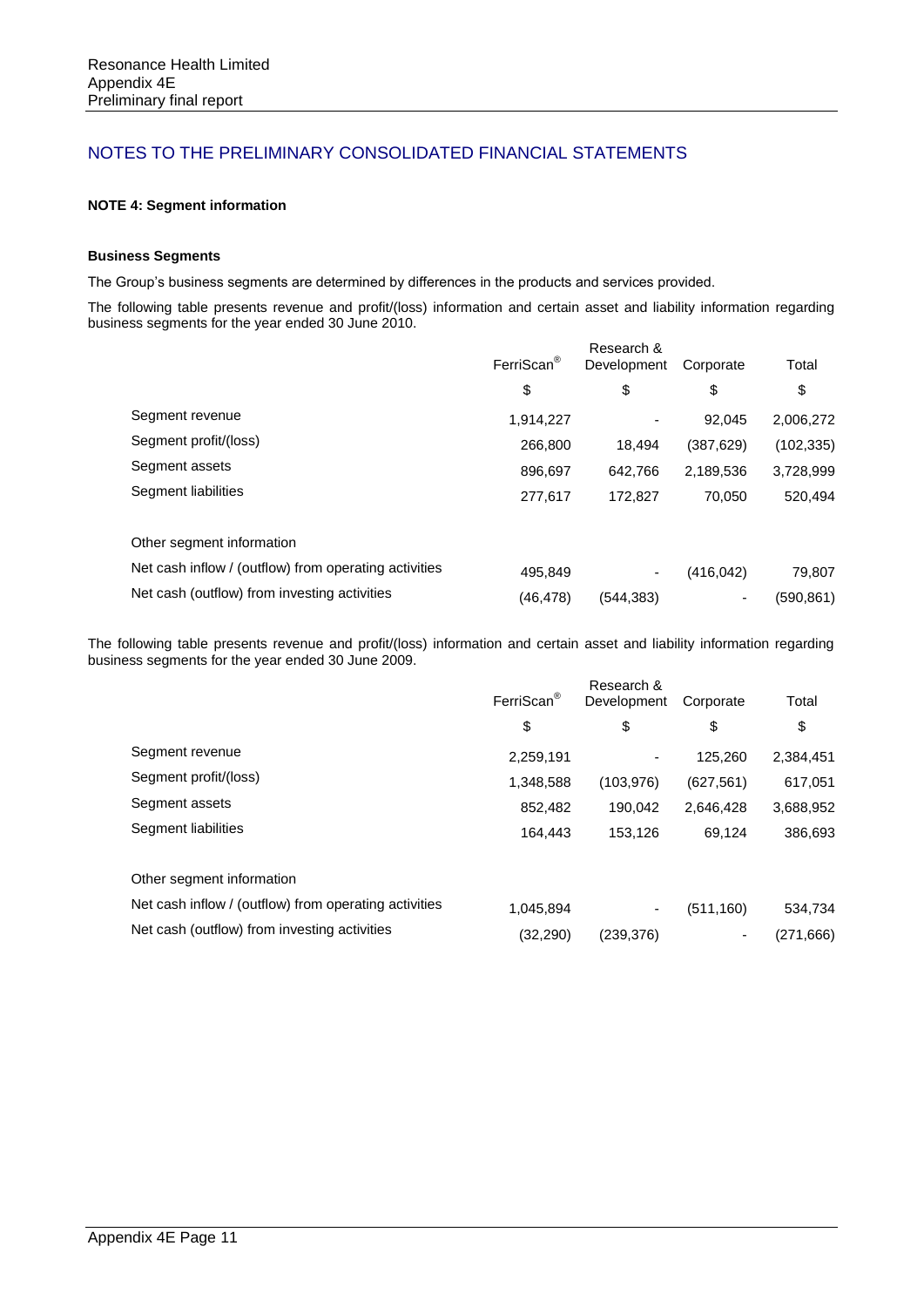## NOTES TO THE PRELIMINARY CONSOLIDATED FINANCIAL STATEMENTS

### NOTE 4: Segment information

**Business Segments**

The Group's business segments are determined by differences in the products and services provided.

The following table presents revenue and profit/(loss) information and certain asset and liability information regarding business segments for the year ended 30 June 2010.

| | FerriScan® | Research & Development | Corporate | Total |
|---|---|---|---|---|
| | $ | $ | $ | $ |
| Segment revenue | 1,914,227 | - | 92,045 | 2,006,272 |
| Segment profit/(loss) | 266,800 | 18,494 | (387,629) | (102,335) |
| Segment assets | 896,697 | 642,766 | 2,189,536 | 3,728,999 |
| Segment liabilities | 277,617 | 172,827 | 70,050 | 520,494 |
| | | | | |
| Other segment information | | | | |
| Net cash inflow / (outflow) from operating activities | 495,849 | - | (416,042) | 79,807 |
| Net cash (outflow) from investing activities | (46,478) | (544,383) | - | (590,861) |

The following table presents revenue and profit/(loss) information and certain asset and liability information regarding business segments for the year ended 30 June 2009.

| | FerriScan® | Research & Development | Corporate | Total |
|---|---|---|---|---|
| | $ | $ | $ | $ |
| Segment revenue | 2,259,191 | - | 125,260 | 2,384,451 |
| Segment profit/(loss) | 1,348,588 | (103,976) | (627,561) | 617,051 |
| Segment assets | 852,482 | 190,042 | 2,646,428 | 3,688,952 |
| Segment liabilities | 164,443 | 153,126 | 69,124 | 386,693 |
| | | | | |
| Other segment information | | | | |
| Net cash inflow / (outflow) from operating activities | 1,045,894 | - | (511,160) | 534,734 |
| Net cash (outflow) from investing activities | (32,290) | (239,376) | - | (271,666) |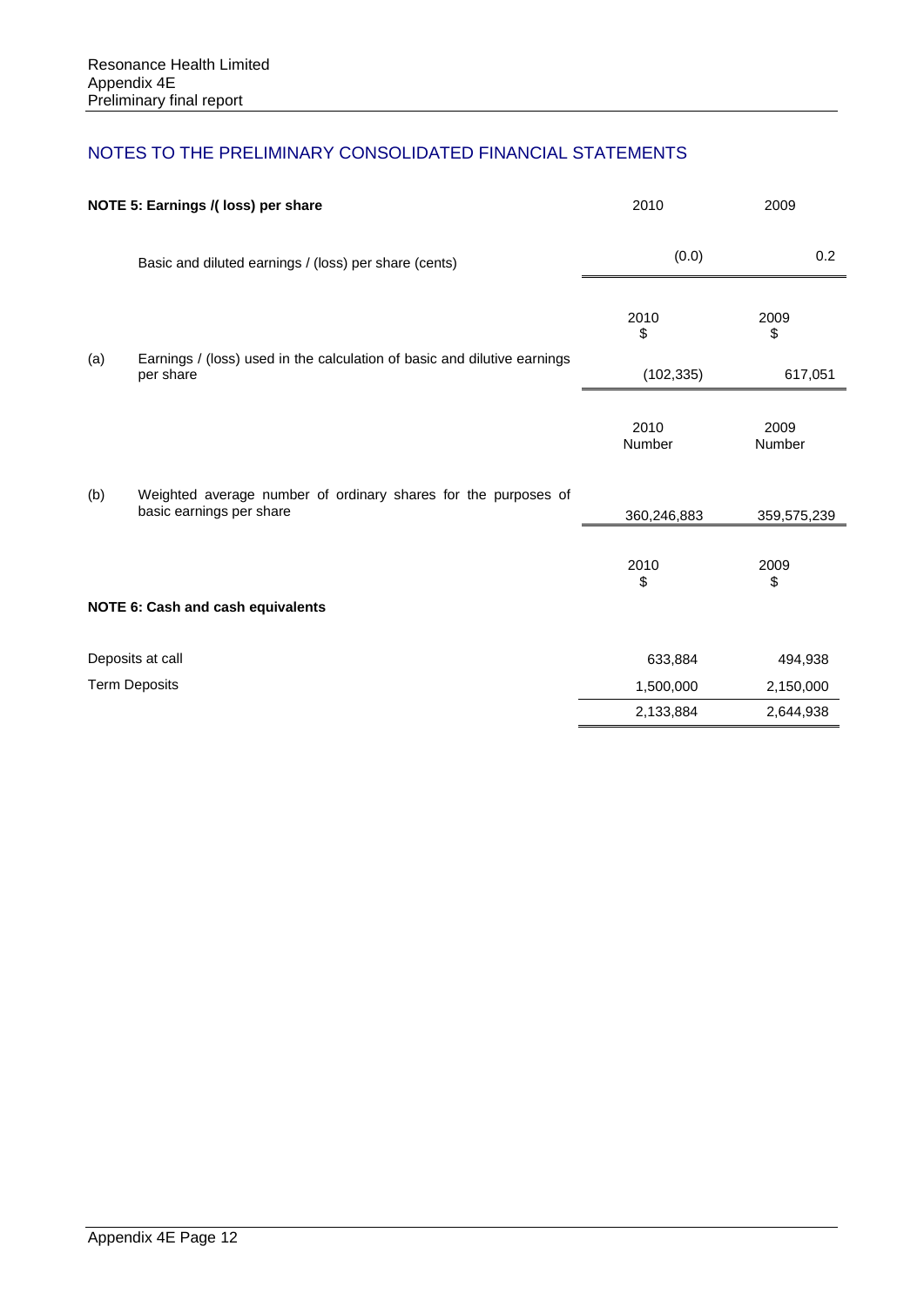## NOTES TO THE PRELIMINARY CONSOLIDATED FINANCIAL STATEMENTS

| **NOTE 5: Earnings /( loss) per share** | | 2010 | 2009 |
|---|---|---|---|
| | Basic and diluted earnings / (loss) per share (cents) | (0.0) | 0.2 |
| | | 2010<br>$ | 2009<br>$ |
| (a) | Earnings / (loss) used in the calculation of basic and dilutive earnings per share | (102,335) | 617,051 |
| | | 2010<br>Number | 2009<br>Number |
| (b) | Weighted average number of ordinary shares for the purposes of basic earnings per share | 360,246,883 | 359,575,239 |

| **NOTE 6: Cash and cash equivalents** | 2010<br>$ | 2009<br>$ |
|---|---|---|
| Deposits at call | 633,884 | 494,938 |
| Term Deposits | 1,500,000 | 2,150,000 |
| | 2,133,884 | 2,644,938 |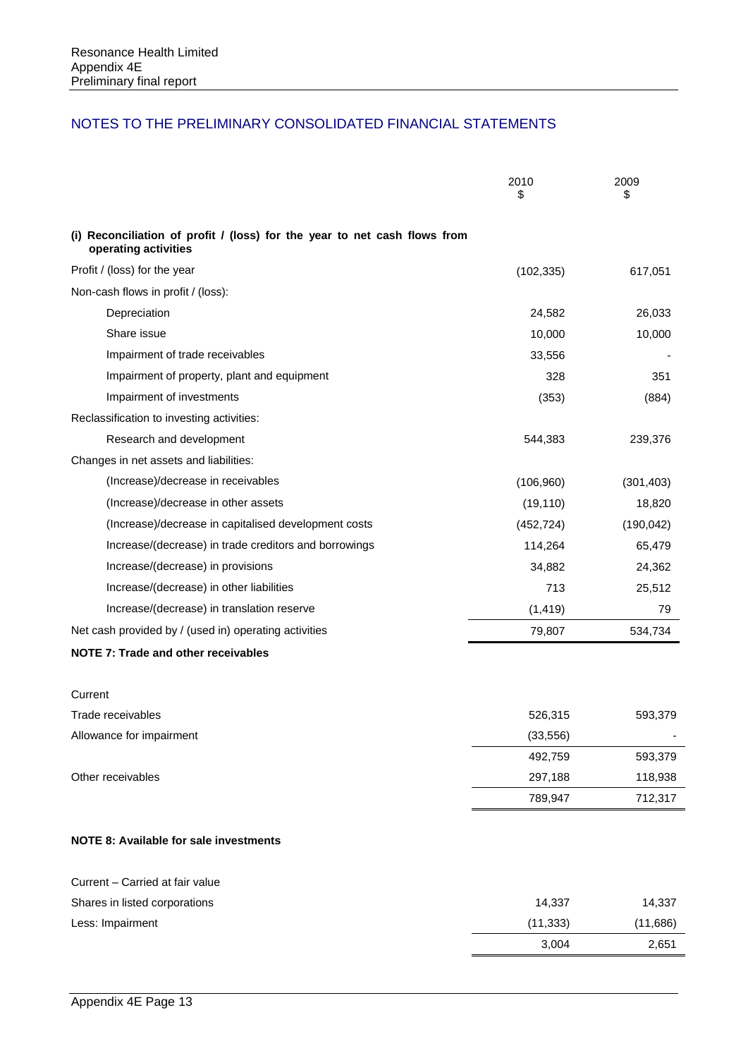## NOTES TO THE PRELIMINARY CONSOLIDATED FINANCIAL STATEMENTS

| | 2010<br>$ | 2009<br>$ |
|---|---|---|
| **(i) Reconciliation of profit / (loss) for the year to net cash flows from operating activities** | | |
| Profit / (loss) for the year | (102,335) | 617,051 |
| Non-cash flows in profit / (loss): | | |
| Depreciation | 24,582 | 26,033 |
| Share issue | 10,000 | 10,000 |
| Impairment of trade receivables | 33,556 | - |
| Impairment of property, plant and equipment | 328 | 351 |
| Impairment of investments | (353) | (884) |
| Reclassification to investing activities: | | |
| Research and development | 544,383 | 239,376 |
| Changes in net assets and liabilities: | | |
| (Increase)/decrease in receivables | (106,960) | (301,403) |
| (Increase)/decrease in other assets | (19,110) | 18,820 |
| (Increase)/decrease in capitalised development costs | (452,724) | (190,042) |
| Increase/(decrease) in trade creditors and borrowings | 114,264 | 65,479 |
| Increase/(decrease) in provisions | 34,882 | 24,362 |
| Increase/(decrease) in other liabilities | 713 | 25,512 |
| Increase/(decrease) in translation reserve | (1,419) | 79 |
| Net cash provided by / (used in) operating activities | 79,807 | 534,734 |

### NOTE 7: Trade and other receivables

| | 2010 | 2009 |
|---|---|---|
| Current | | |
| Trade receivables | 526,315 | 593,379 |
| Allowance for impairment | (33,556) | - |
| | 492,759 | 593,379 |
| Other receivables | 297,188 | 118,938 |
| | 789,947 | 712,317 |

### NOTE 8: Available for sale investments

| | 2010 | 2009 |
|---|---|---|
| Current – Carried at fair value | | |
| Shares in listed corporations | 14,337 | 14,337 |
| Less: Impairment | (11,333) | (11,686) |
| | 3,004 | 2,651 |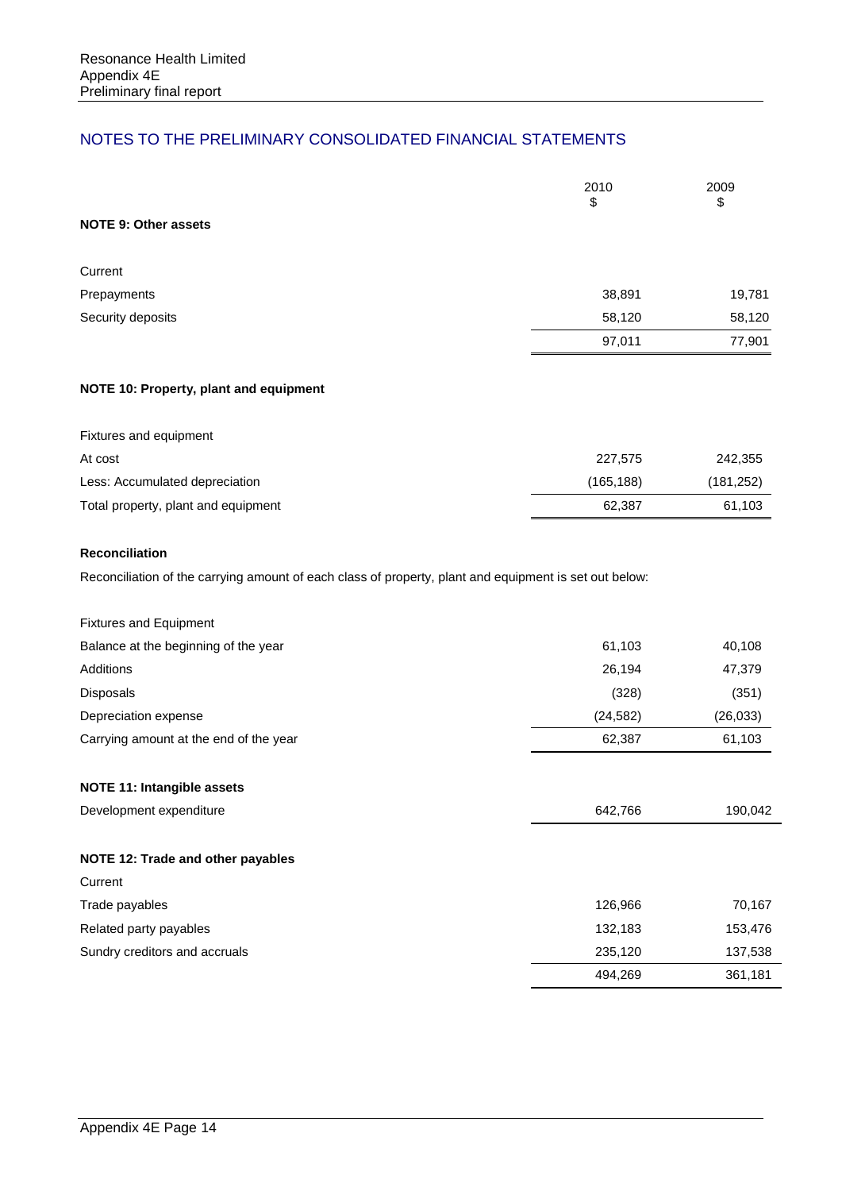## NOTES TO THE PRELIMINARY CONSOLIDATED FINANCIAL STATEMENTS

| | 2010 $ | 2009 $ |
|---|---|---|
| **NOTE 9: Other assets** | | |
| Current | | |
| Prepayments | 38,891 | 19,781 |
| Security deposits | 58,120 | 58,120 |
| | 97,011 | 77,901 |

**NOTE 10: Property, plant and equipment**

| | 2010 $ | 2009 $ |
|---|---|---|
| Fixtures and equipment | | |
| At cost | 227,575 | 242,355 |
| Less: Accumulated depreciation | (165,188) | (181,252) |
| Total property, plant and equipment | 62,387 | 61,103 |

**Reconciliation**

Reconciliation of the carrying amount of each class of property, plant and equipment is set out below:

| | 2010 $ | 2009 $ |
|---|---|---|
| Fixtures and Equipment | | |
| Balance at the beginning of the year | 61,103 | 40,108 |
| Additions | 26,194 | 47,379 |
| Disposals | (328) | (351) |
| Depreciation expense | (24,582) | (26,033) |
| Carrying amount at the end of the year | 62,387 | 61,103 |

**NOTE 11: Intangible assets**

| | 2010 $ | 2009 $ |
|---|---|---|
| Development expenditure | 642,766 | 190,042 |

**NOTE 12: Trade and other payables**

| | 2010 $ | 2009 $ |
|---|---|---|
| Current | | |
| Trade payables | 126,966 | 70,167 |
| Related party payables | 132,183 | 153,476 |
| Sundry creditors and accruals | 235,120 | 137,538 |
| | 494,269 | 361,181 |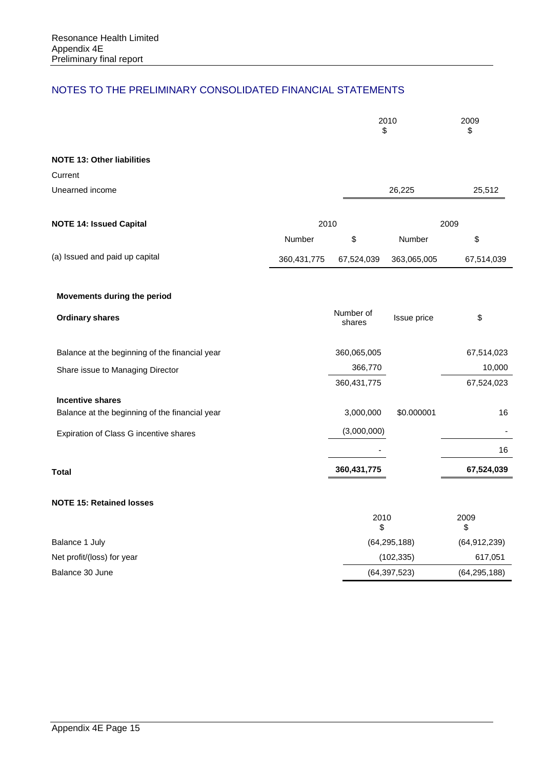## NOTES TO THE PRELIMINARY CONSOLIDATED FINANCIAL STATEMENTS

| | 2010 $ | 2009 $ |
|---|---|---|
| **NOTE 13: Other liabilities** | | |
| Current | | |
| Unearned income | 26,225 | 25,512 |

| **NOTE 14: Issued Capital** | 2010 | | 2009 | |
|---|---|---|---|---|
| | Number | $ | Number | $ |
| (a) Issued and paid up capital | 360,431,775 | 67,524,039 | 363,065,005 | 67,514,039 |

| **Movements during the period** | | | |
|---|---|---|---|
| **Ordinary shares** | Number of shares | Issue price | $ |
| Balance at the beginning of the financial year | 360,065,005 | | 67,514,023 |
| Share issue to Managing Director | 366,770 | | 10,000 |
| | 360,431,775 | | 67,524,023 |
| **Incentive shares** | | | |
| Balance at the beginning of the financial year | 3,000,000 | $0.000001 | 16 |
| Expiration of Class G incentive shares | (3,000,000) | | - |
| | - | | 16 |
| **Total** | **360,431,775** | | **67,524,039** |

**NOTE 15: Retained losses**

| | 2010 $ | 2009 $ |
|---|---|---|
| Balance 1 July | (64,295,188) | (64,912,239) |
| Net profit/(loss) for year | (102,335) | 617,051 |
| Balance 30 June | (64,397,523) | (64,295,188) |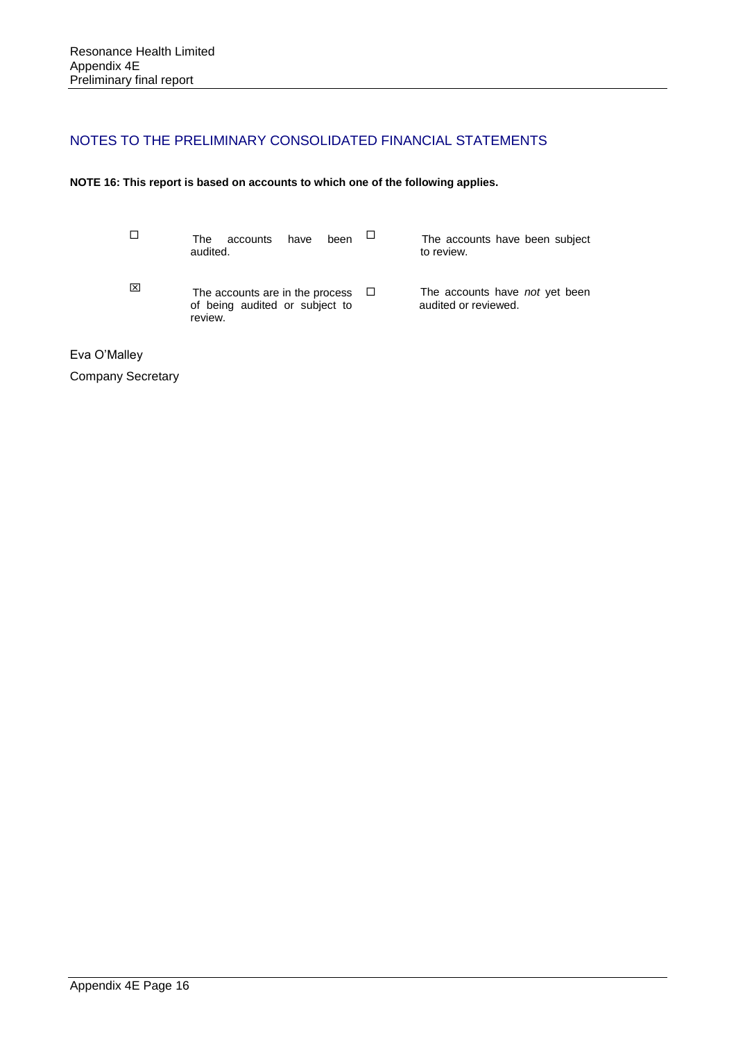## NOTES TO THE PRELIMINARY CONSOLIDATED FINANCIAL STATEMENTS

**NOTE 16: This report is based on accounts to which one of the following applies.**

| | | | |
|---|---|---|---|
| ☐ | The accounts have been audited. | ☐ | The accounts have been subject to review. |
| ☒ | The accounts are in the process of being audited or subject to review. | ☐ | The accounts have *not* yet been audited or reviewed. |

Eva O'Malley

Company Secretary